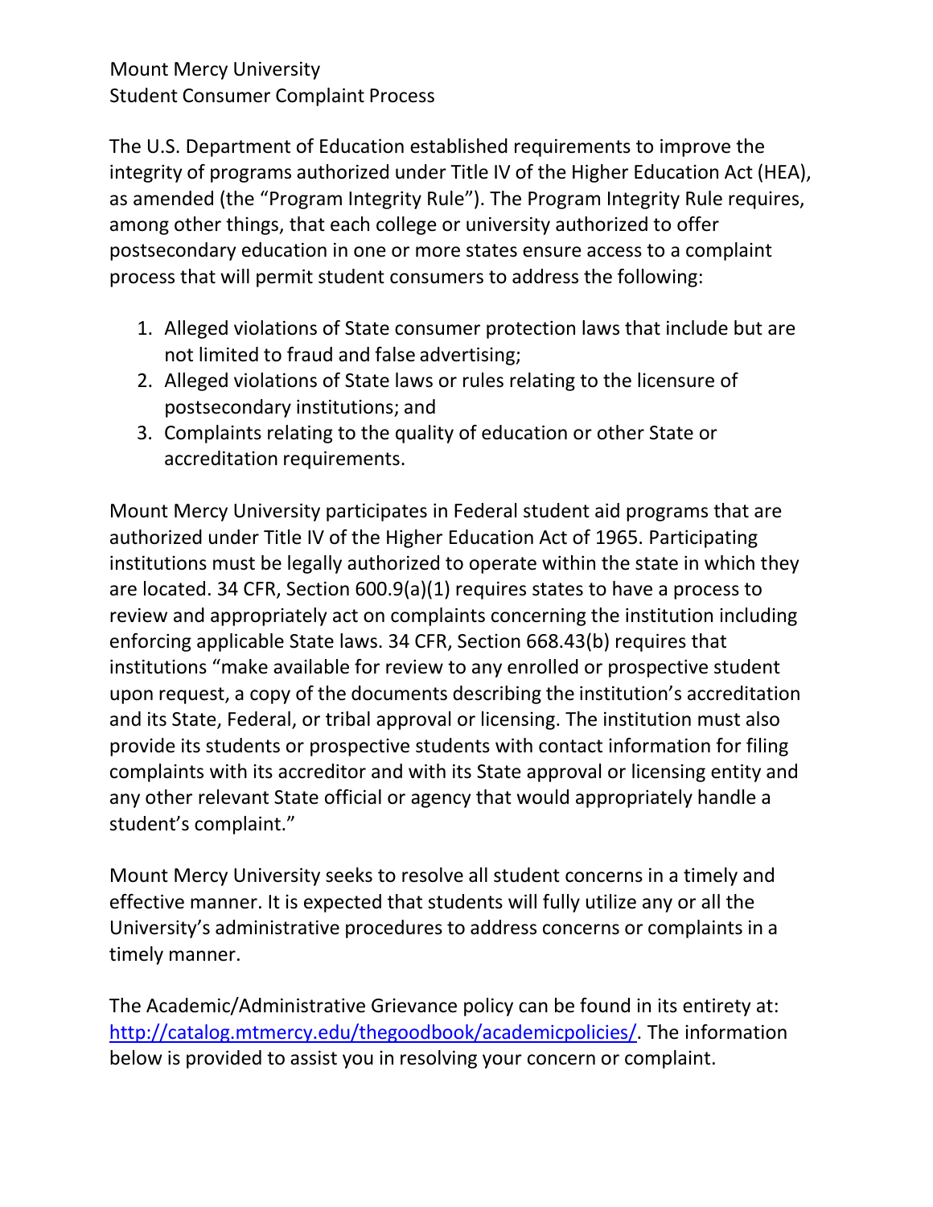Mount Mercy University
Student Consumer Complaint Process

The U.S. Department of Education established requirements to improve the integrity of programs authorized under Title IV of the Higher Education Act (HEA), as amended (the "Program Integrity Rule"). The Program Integrity Rule requires, among other things, that each college or university authorized to offer postsecondary education in one or more states ensure access to a complaint process that will permit student consumers to address the following:

1. Alleged violations of State consumer protection laws that include but are not limited to fraud and false advertising;
2. Alleged violations of State laws or rules relating to the licensure of postsecondary institutions; and
3. Complaints relating to the quality of education or other State or accreditation requirements.

Mount Mercy University participates in Federal student aid programs that are authorized under Title IV of the Higher Education Act of 1965. Participating institutions must be legally authorized to operate within the state in which they are located. 34 CFR, Section 600.9(a)(1) requires states to have a process to review and appropriately act on complaints concerning the institution including enforcing applicable State laws. 34 CFR, Section 668.43(b) requires that institutions "make available for review to any enrolled or prospective student upon request, a copy of the documents describing the institution's accreditation and its State, Federal, or tribal approval or licensing. The institution must also provide its students or prospective students with contact information for filing complaints with its accreditor and with its State approval or licensing entity and any other relevant State official or agency that would appropriately handle a student's complaint."

Mount Mercy University seeks to resolve all student concerns in a timely and effective manner. It is expected that students will fully utilize any or all the University's administrative procedures to address concerns or complaints in a timely manner.

The Academic/Administrative Grievance policy can be found in its entirety at: [http://catalog.mtmercy.edu/thegoodbook/academicpolicies/](http://catalog.mtmercy.edu/thegoodbook/academicpolicies/). The information below is provided to assist you in resolving your concern or complaint.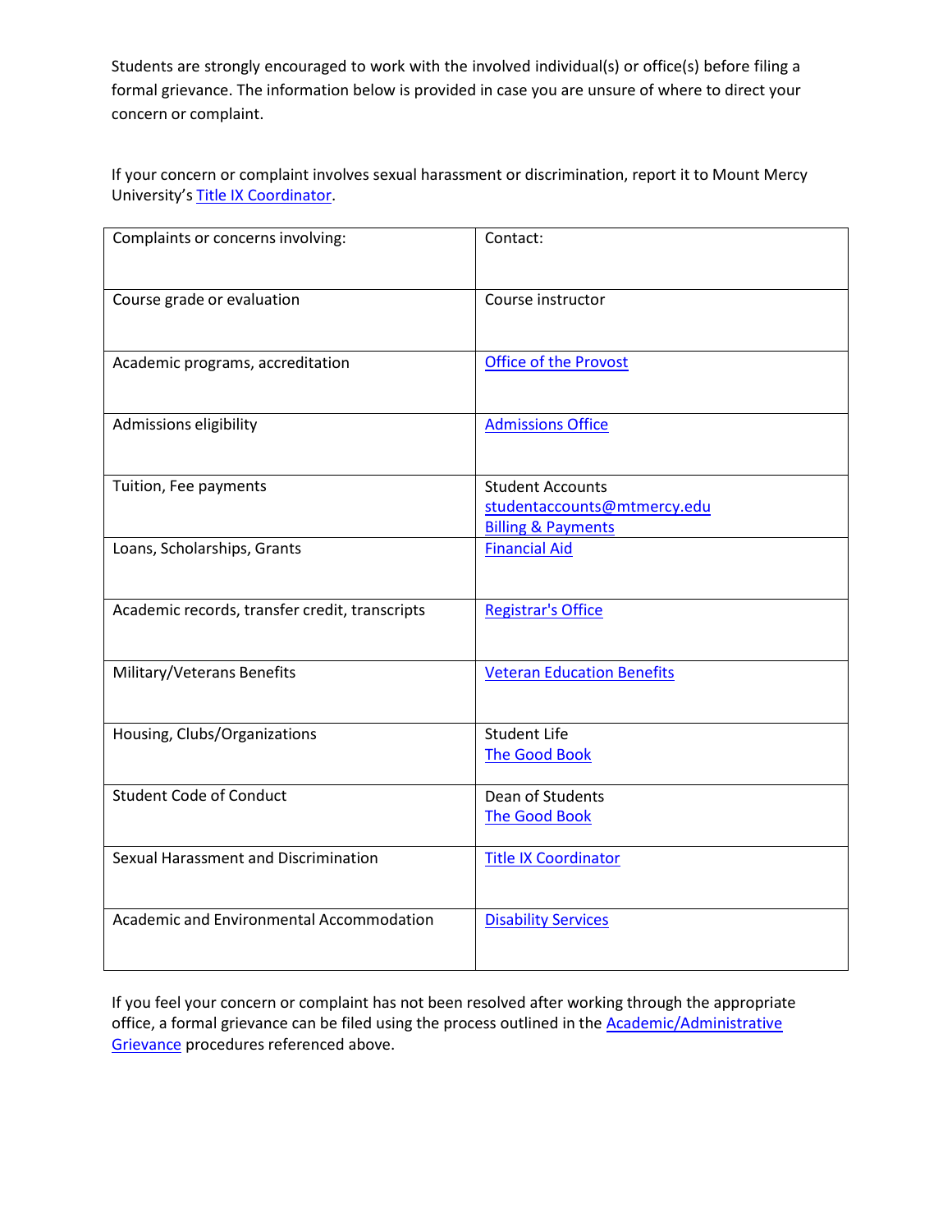Students are strongly encouraged to work with the involved individual(s) or office(s) before filing a formal grievance. The information below is provided in case you are unsure of where to direct your concern or complaint.

If your concern or complaint involves sexual harassment or discrimination, report it to Mount Mercy University's Title IX Coordinator.

| Complaints or concerns involving: | Contact: |
|---|---|
| Course grade or evaluation | Course instructor |
| Academic programs, accreditation | Office of the Provost |
| Admissions eligibility | Admissions Office |
| Tuition, Fee payments | Student Accounts<br>studentaccounts@mtmercy.edu<br>Billing & Payments |
| Loans, Scholarships, Grants | Financial Aid |
| Academic records, transfer credit, transcripts | Registrar's Office |
| Military/Veterans Benefits | Veteran Education Benefits |
| Housing, Clubs/Organizations | Student Life<br>The Good Book |
| Student Code of Conduct | Dean of Students<br>The Good Book |
| Sexual Harassment and Discrimination | Title IX Coordinator |
| Academic and Environmental Accommodation | Disability Services |

If you feel your concern or complaint has not been resolved after working through the appropriate office, a formal grievance can be filed using the process outlined in the Academic/Administrative Grievance procedures referenced above.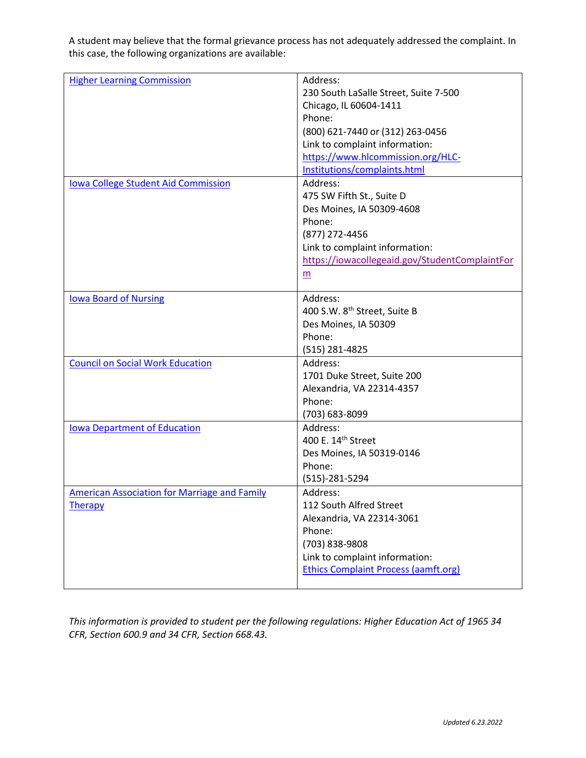A student may believe that the formal grievance process has not adequately addressed the complaint. In this case, the following organizations are available:

| | |
|---|---|
| Higher Learning Commission | Address:<br>230 South LaSalle Street, Suite 7-500<br>Chicago, IL 60604-1411<br>Phone:<br>(800) 621-7440 or (312) 263-0456<br>Link to complaint information:<br>https://www.hlcommission.org/HLC-Institutions/complaints.html |
| Iowa College Student Aid Commission | Address:<br>475 SW Fifth St., Suite D<br>Des Moines, IA 50309-4608<br>Phone:<br>(877) 272-4456<br>Link to complaint information:<br>https://iowacollegeaid.gov/StudentComplaintForm |
| Iowa Board of Nursing | Address:<br>400 S.W. 8th Street, Suite B<br>Des Moines, IA 50309<br>Phone:<br>(515) 281-4825 |
| Council on Social Work Education | Address:<br>1701 Duke Street, Suite 200<br>Alexandria, VA 22314-4357<br>Phone:<br>(703) 683-8099 |
| Iowa Department of Education | Address:<br>400 E. 14th Street<br>Des Moines, IA 50319-0146<br>Phone:<br>(515)-281-5294 |
| American Association for Marriage and Family Therapy | Address:<br>112 South Alfred Street<br>Alexandria, VA 22314-3061<br>Phone:<br>(703) 838-9808<br>Link to complaint information:<br>Ethics Complaint Process (aamft.org) |

*This information is provided to student per the following regulations: Higher Education Act of 1965 34 CFR, Section 600.9 and 34 CFR, Section 668.43.*

*Updated 6.23.2022*